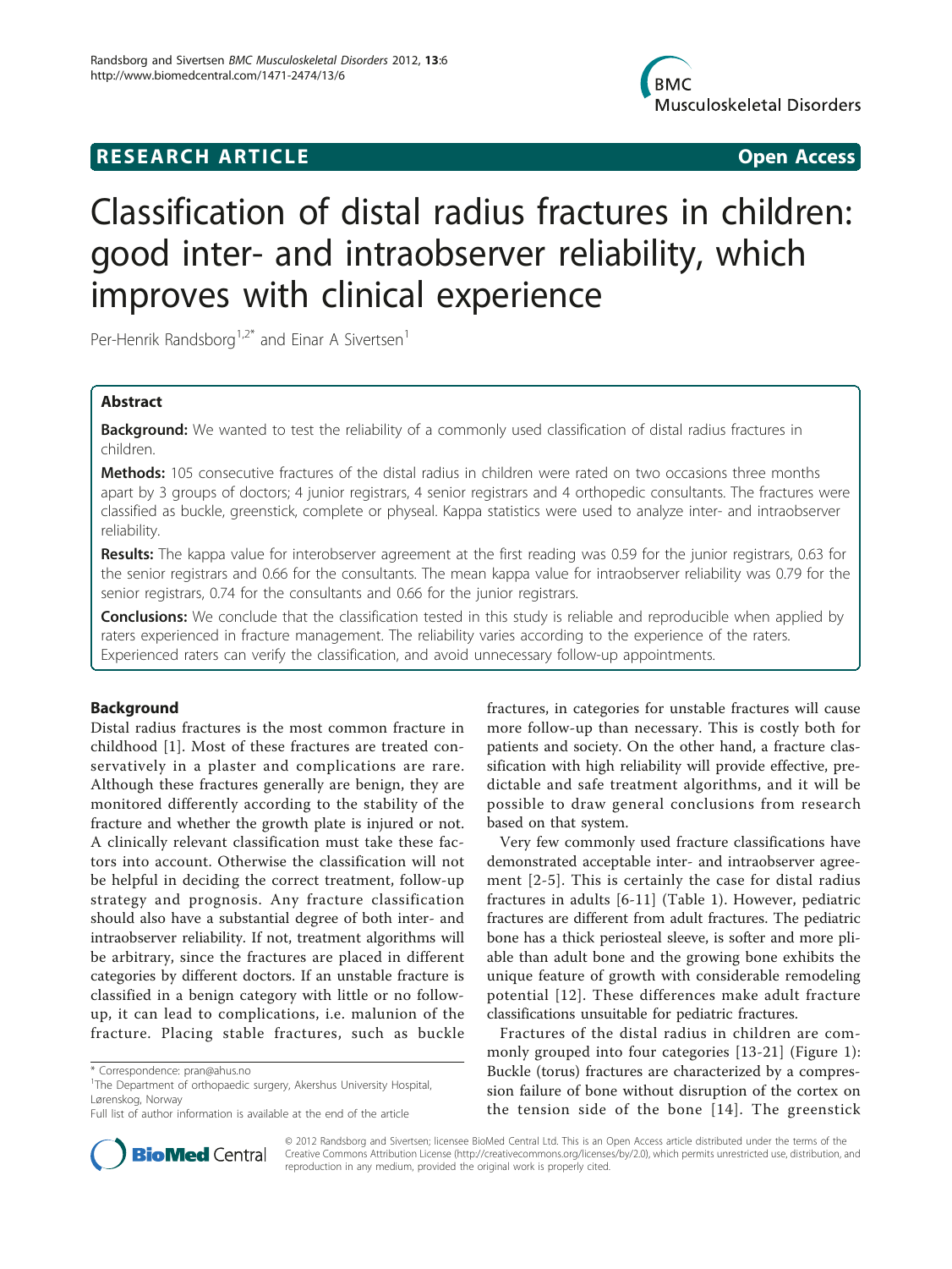# RESEARCH ARTICLE

Open Access

# Classification of distal radius fractures in children: good inter- and intraobserver reliability, which improves with clinical experience

Per-Henrik Randsborg[1,2*] and Einar A Sivertsen[1]

## Abstract

**Background:** We wanted to test the reliability of a commonly used classification of distal radius fractures in children.

**Methods:** 105 consecutive fractures of the distal radius in children were rated on two occasions three months apart by 3 groups of doctors; 4 junior registrars, 4 senior registrars and 4 orthopedic consultants. The fractures were classified as buckle, greenstick, complete or physeal. Kappa statistics were used to analyze inter- and intraobserver reliability.

**Results:** The kappa value for interobserver agreement at the first reading was 0.59 for the junior registrars, 0.63 for the senior registrars and 0.66 for the consultants. The mean kappa value for intraobserver reliability was 0.79 for the senior registrars, 0.74 for the consultants and 0.66 for the junior registrars.

**Conclusions:** We conclude that the classification tested in this study is reliable and reproducible when applied by raters experienced in fracture management. The reliability varies according to the experience of the raters. Experienced raters can verify the classification, and avoid unnecessary follow-up appointments.

## Background

Distal radius fractures is the most common fracture in childhood [1]. Most of these fractures are treated conservatively in a plaster and complications are rare. Although these fractures generally are benign, they are monitored differently according to the stability of the fracture and whether the growth plate is injured or not. A clinically relevant classification must take these factors into account. Otherwise the classification will not be helpful in deciding the correct treatment, follow-up strategy and prognosis. Any fracture classification should also have a substantial degree of both inter- and intraobserver reliability. If not, treatment algorithms will be arbitrary, since the fractures are placed in different categories by different doctors. If an unstable fracture is classified in a benign category with little or no follow-up, it can lead to complications, i.e. malunion of the fracture. Placing stable fractures, such as buckle fractures, in categories for unstable fractures will cause more follow-up than necessary. This is costly both for patients and society. On the other hand, a fracture classification with high reliability will provide effective, predictable and safe treatment algorithms, and it will be possible to draw general conclusions from research based on that system.

Very few commonly used fracture classifications have demonstrated acceptable inter- and intraobserver agreement [2-5]. This is certainly the case for distal radius fractures in adults [6-11] (Table 1). However, pediatric fractures are different from adult fractures. The pediatric bone has a thick periosteal sleeve, is softer and more pliable than adult bone and the growing bone exhibits the unique feature of growth with considerable remodeling potential [12]. These differences make adult fracture classifications unsuitable for pediatric fractures.

Fractures of the distal radius in children are commonly grouped into four categories [13-21] (Figure 1): Buckle (torus) fractures are characterized by a compression failure of bone without disruption of the cortex on the tension side of the bone [14]. The greenstick

\* Correspondence: pran@ahus.no
[1]The Department of orthopaedic surgery, Akershus University Hospital, Lørenskog, Norway
Full list of author information is available at the end of the article

© 2012 Randsborg and Sivertsen; licensee BioMed Central Ltd. This is an Open Access article distributed under the terms of the Creative Commons Attribution License (http://creativecommons.org/licenses/by/2.0), which permits unrestricted use, distribution, and reproduction in any medium, provided the original work is properly cited.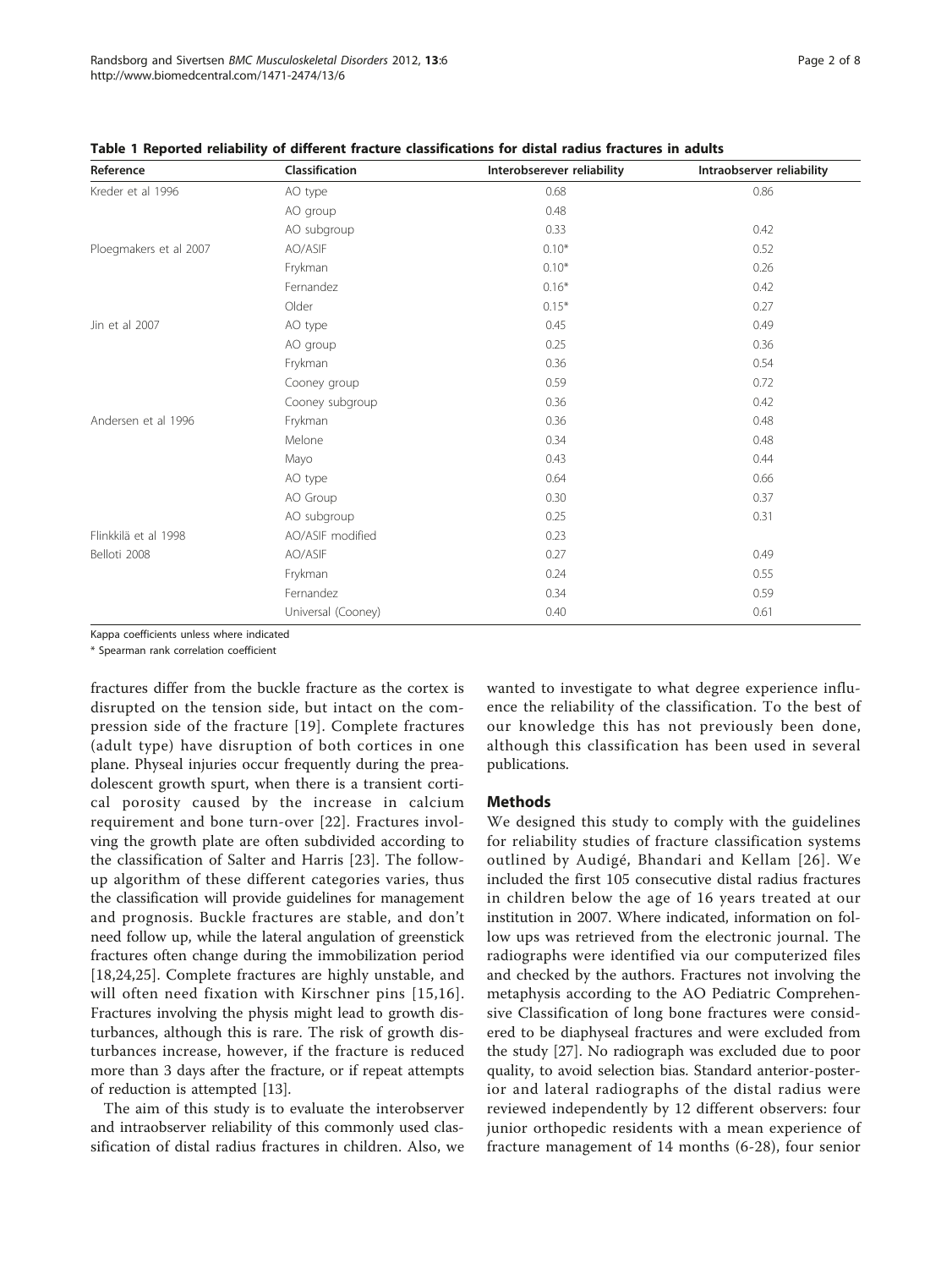**Table 1 Reported reliability of different fracture classifications for distal radius fractures in adults**

| Reference | Classification | Interobserever reliability | Intraobserver reliability |
|---|---|---|---|
| Kreder et al 1996 | AO type | 0.68 | 0.86 |
| | AO group | 0.48 | |
| | AO subgroup | 0.33 | 0.42 |
| Ploegmakers et al 2007 | AO/ASIF | 0.10* | 0.52 |
| | Frykman | 0.10* | 0.26 |
| | Fernandez | 0.16* | 0.42 |
| | Older | 0.15* | 0.27 |
| Jin et al 2007 | AO type | 0.45 | 0.49 |
| | AO group | 0.25 | 0.36 |
| | Frykman | 0.36 | 0.54 |
| | Cooney group | 0.59 | 0.72 |
| | Cooney subgroup | 0.36 | 0.42 |
| Andersen et al 1996 | Frykman | 0.36 | 0.48 |
| | Melone | 0.34 | 0.48 |
| | Mayo | 0.43 | 0.44 |
| | AO type | 0.64 | 0.66 |
| | AO Group | 0.30 | 0.37 |
| | AO subgroup | 0.25 | 0.31 |
| Flinkkilä et al 1998 | AO/ASIF modified | 0.23 | |
| Belloti 2008 | AO/ASIF | 0.27 | 0.49 |
| | Frykman | 0.24 | 0.55 |
| | Fernandez | 0.34 | 0.59 |
| | Universal (Cooney) | 0.40 | 0.61 |

Kappa coefficients unless where indicated

* Spearman rank correlation coefficient

fractures differ from the buckle fracture as the cortex is disrupted on the tension side, but intact on the compression side of the fracture [19]. Complete fractures (adult type) have disruption of both cortices in one plane. Physeal injuries occur frequently during the preadolescent growth spurt, when there is a transient cortical porosity caused by the increase in calcium requirement and bone turn-over [22]. Fractures involving the growth plate are often subdivided according to the classification of Salter and Harris [23]. The follow-up algorithm of these different categories varies, thus the classification will provide guidelines for management and prognosis. Buckle fractures are stable, and don't need follow up, while the lateral angulation of greenstick fractures often change during the immobilization period [18,24,25]. Complete fractures are highly unstable, and will often need fixation with Kirschner pins [15,16]. Fractures involving the physis might lead to growth disturbances, although this is rare. The risk of growth disturbances increase, however, if the fracture is reduced more than 3 days after the fracture, or if repeat attempts of reduction is attempted [13].

The aim of this study is to evaluate the interobserver and intraobserver reliability of this commonly used classification of distal radius fractures in children. Also, we wanted to investigate to what degree experience influence the reliability of the classification. To the best of our knowledge this has not previously been done, although this classification has been used in several publications.

## Methods

We designed this study to comply with the guidelines for reliability studies of fracture classification systems outlined by Audigé, Bhandari and Kellam [26]. We included the first 105 consecutive distal radius fractures in children below the age of 16 years treated at our institution in 2007. Where indicated, information on follow ups was retrieved from the electronic journal. The radiographs were identified via our computerized files and checked by the authors. Fractures not involving the metaphysis according to the AO Pediatric Comprehensive Classification of long bone fractures were considered to be diaphyseal fractures and were excluded from the study [27]. No radiograph was excluded due to poor quality, to avoid selection bias. Standard anterior-posterior and lateral radiographs of the distal radius were reviewed independently by 12 different observers: four junior orthopedic residents with a mean experience of fracture management of 14 months (6-28), four senior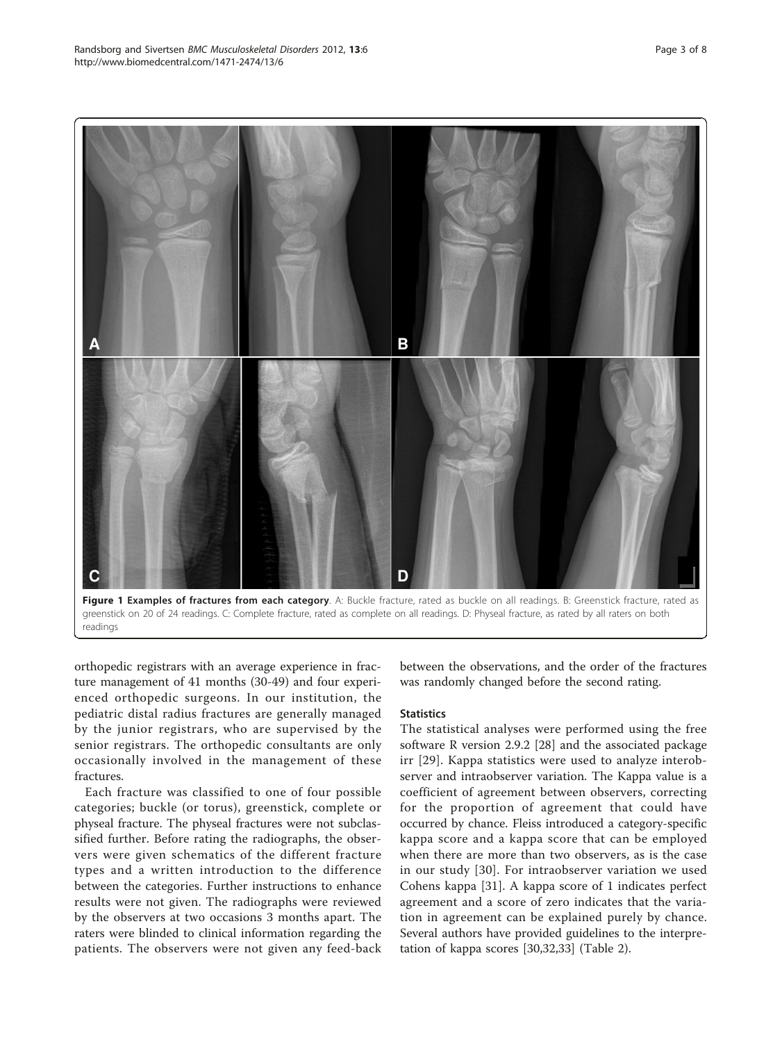**Figure 1 Examples of fractures from each category**. A: Buckle fracture, rated as buckle on all readings. B: Greenstick fracture, rated as greenstick on 20 of 24 readings. C: Complete fracture, rated as complete on all readings. D: Physeal fracture, as rated by all raters on both readings

orthopedic registrars with an average experience in fracture management of 41 months (30-49) and four experienced orthopedic surgeons. In our institution, the pediatric distal radius fractures are generally managed by the junior registrars, who are supervised by the senior registrars. The orthopedic consultants are only occasionally involved in the management of these fractures.

Each fracture was classified to one of four possible categories; buckle (or torus), greenstick, complete or physeal fracture. The physeal fractures were not subclassified further. Before rating the radiographs, the observers were given schematics of the different fracture types and a written introduction to the difference between the categories. Further instructions to enhance results were not given. The radiographs were reviewed by the observers at two occasions 3 months apart. The raters were blinded to clinical information regarding the patients. The observers were not given any feed-back between the observations, and the order of the fractures was randomly changed before the second rating.

### Statistics

The statistical analyses were performed using the free software R version 2.9.2 [28] and the associated package irr [29]. Kappa statistics were used to analyze interobserver and intraobserver variation. The Kappa value is a coefficient of agreement between observers, correcting for the proportion of agreement that could have occurred by chance. Fleiss introduced a category-specific kappa score and a kappa score that can be employed when there are more than two observers, as is the case in our study [30]. For intraobserver variation we used Cohens kappa [31]. A kappa score of 1 indicates perfect agreement and a score of zero indicates that the variation in agreement can be explained purely by chance. Several authors have provided guidelines to the interpretation of kappa scores [30,32,33] (Table 2).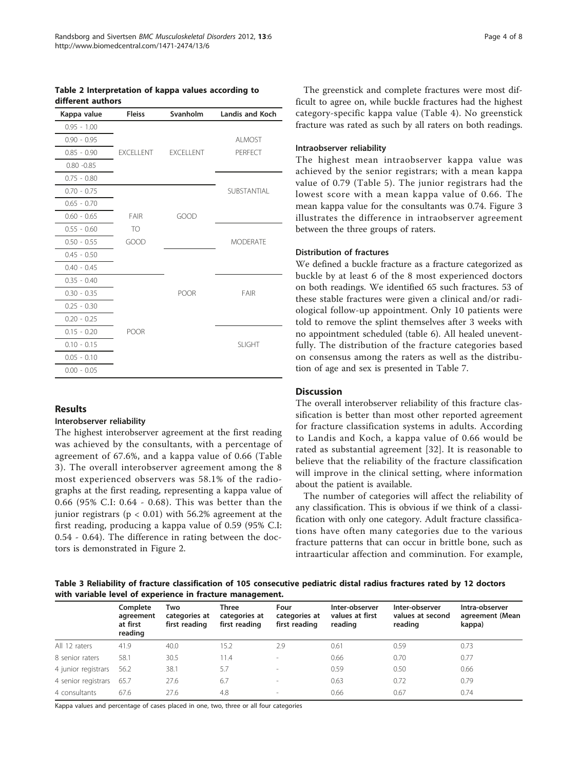**Table 2 Interpretation of kappa values according to different authors**

| Kappa value | Fleiss | Svanholm | Landis and Koch |
|---|---|---|---|
| 0.95 - 1.00 | | | |
| 0.90 - 0.95 | | | ALMOST |
| 0.85 - 0.90 | EXCELLENT | EXCELLENT | PERFECT |
| 0.80 -0.85 | | | |
| 0.75 - 0.80 | | | |
| 0.70 - 0.75 | | | SUBSTANTIAL |
| 0.65 - 0.70 | | | |
| 0.60 - 0.65 | FAIR | GOOD | |
| 0.55 - 0.60 | TO | | |
| 0.50 - 0.55 | GOOD | | MODERATE |
| 0.45 - 0.50 | | | |
| 0.40 - 0.45 | | | |
| 0.35 - 0.40 | | | |
| 0.30 - 0.35 | | POOR | FAIR |
| 0.25 - 0.30 | | | |
| 0.20 - 0.25 | | | |
| 0.15 - 0.20 | POOR | | |
| 0.10 - 0.15 | | | SLIGHT |
| 0.05 - 0.10 | | | |
| 0.00 - 0.05 | | | |

## Results

### Interobserver reliability

The highest interobserver agreement at the first reading was achieved by the consultants, with a percentage of agreement of 67.6%, and a kappa value of 0.66 (Table 3). The overall interobserver agreement among the 8 most experienced observers was 58.1% of the radiographs at the first reading, representing a kappa value of 0.66 (95% C.I: 0.64 - 0.68). This was better than the junior registrars ($p < 0.01$) with 56.2% agreement at the first reading, producing a kappa value of 0.59 (95% C.I: 0.54 - 0.64). The difference in rating between the doctors is demonstrated in Figure 2.

The greenstick and complete fractures were most difficult to agree on, while buckle fractures had the highest category-specific kappa value (Table 4). No greenstick fracture was rated as such by all raters on both readings.

### Intraobserver reliability

The highest mean intraobserver kappa value was achieved by the senior registrars; with a mean kappa value of 0.79 (Table 5). The junior registrars had the lowest score with a mean kappa value of 0.66. The mean kappa value for the consultants was 0.74. Figure 3 illustrates the difference in intraobserver agreement between the three groups of raters.

### Distribution of fractures

We defined a buckle fracture as a fracture categorized as buckle by at least 6 of the 8 most experienced doctors on both readings. We identified 65 such fractures. 53 of these stable fractures were given a clinical and/or radiological follow-up appointment. Only 10 patients were told to remove the splint themselves after 3 weeks with no appointment scheduled (table 6). All healed uneventfully. The distribution of the fracture categories based on consensus among the raters as well as the distribution of age and sex is presented in Table 7.

## Discussion

The overall interobserver reliability of this fracture classification is better than most other reported agreement for fracture classification systems in adults. According to Landis and Koch, a kappa value of 0.66 would be rated as substantial agreement [32]. It is reasonable to believe that the reliability of the fracture classification will improve in the clinical setting, where information about the patient is available.

The number of categories will affect the reliability of any classification. This is obvious if we think of a classification with only one category. Adult fracture classifications have often many categories due to the various fracture patterns that can occur in brittle bone, such as intraarticular affection and comminution. For example,

**Table 3 Reliability of fracture classification of 105 consecutive pediatric distal radius fractures rated by 12 doctors with variable level of experience in fracture management.**

| | Complete agreement at first reading | Two categories at first reading | Three categories at first reading | Four categories at first reading | Inter-observer values at first reading | Inter-observer values at second reading | Intra-observer agreement (Mean kappa) |
|---|---|---|---|---|---|---|---|
| All 12 raters | 41.9 | 40.0 | 15.2 | 2.9 | 0.61 | 0.59 | 0.73 |
| 8 senior raters | 58.1 | 30.5 | 11.4 | - | 0.66 | 0.70 | 0.77 |
| 4 junior registrars | 56.2 | 38.1 | 5.7 | - | 0.59 | 0.50 | 0.66 |
| 4 senior registrars | 65.7 | 27.6 | 6.7 | - | 0.63 | 0.72 | 0.79 |
| 4 consultants | 67.6 | 27.6 | 4.8 | - | 0.66 | 0.67 | 0.74 |

Kappa values and percentage of cases placed in one, two, three or all four categories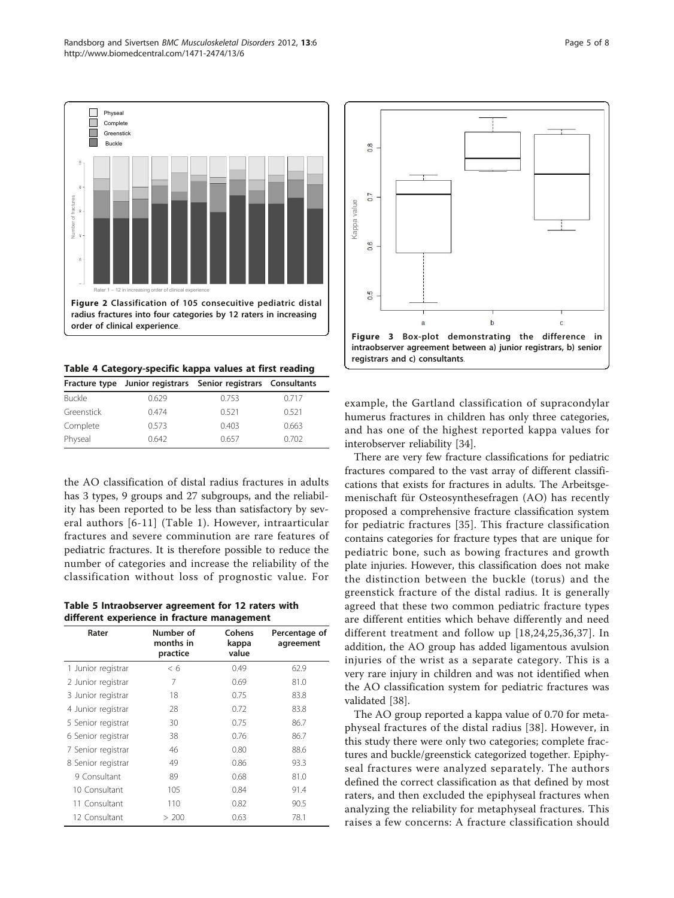Figure 2 Classification of 105 consecuitive pediatric distal radius fractures into four categories by 12 raters in increasing order of clinical experience.

Figure 3 Box-plot demonstrating the difference in intraobserver agreement between a) junior registrars, b) senior registrars and c) consultants.

**Table 4 Category-specific kappa values at first reading**

| Fracture type | Junior registrars | Senior registrars | Consultants |
|---|---|---|---|
| Buckle | 0.629 | 0.753 | 0.717 |
| Greenstick | 0.474 | 0.521 | 0.521 |
| Complete | 0.573 | 0.403 | 0.663 |
| Physeal | 0.642 | 0.657 | 0.702 |

the AO classification of distal radius fractures in adults has 3 types, 9 groups and 27 subgroups, and the reliability has been reported to be less than satisfactory by several authors [6-11] (Table 1). However, intraarticular fractures and severe comminution are rare features of pediatric fractures. It is therefore possible to reduce the number of categories and increase the reliability of the classification without loss of prognostic value. For example, the Gartland classification of supracondylar humerus fractures in children has only three categories, and has one of the highest reported kappa values for interobserver reliability [34].

**Table 5 Intraobserver agreement for 12 raters with different experience in fracture management**

| Rater | Number of months in practice | Cohens kappa value | Percentage of agreement |
|---|---|---|---|
| 1 Junior registrar | < 6 | 0.49 | 62.9 |
| 2 Junior registrar | 7 | 0.69 | 81.0 |
| 3 Junior registrar | 18 | 0.75 | 83.8 |
| 4 Junior registrar | 28 | 0.72 | 83.8 |
| 5 Senior registrar | 30 | 0.75 | 86.7 |
| 6 Senior registrar | 38 | 0.76 | 86.7 |
| 7 Senior registrar | 46 | 0.80 | 88.6 |
| 8 Senior registrar | 49 | 0.86 | 93.3 |
| 9 Consultant | 89 | 0.68 | 81.0 |
| 10 Consultant | 105 | 0.84 | 91.4 |
| 11 Consultant | 110 | 0.82 | 90.5 |
| 12 Consultant | > 200 | 0.63 | 78.1 |

There are very few fracture classifications for pediatric fractures compared to the vast array of different classifications that exists for fractures in adults. The Arbeitsgemenischaft für Osteosynthesefragen (AO) has recently proposed a comprehensive fracture classification system for pediatric fractures [35]. This fracture classification contains categories for fracture types that are unique for pediatric bone, such as bowing fractures and growth plate injuries. However, this classification does not make the distinction between the buckle (torus) and the greenstick fracture of the distal radius. It is generally agreed that these two common pediatric fracture types are different entities which behave differently and need different treatment and follow up [18,24,25,36,37]. In addition, the AO group has added ligamentous avulsion injuries of the wrist as a separate category. This is a very rare injury in children and was not identified when the AO classification system for pediatric fractures was validated [38].

The AO group reported a kappa value of 0.70 for metaphyseal fractures of the distal radius [38]. However, in this study there were only two categories; complete fractures and buckle/greenstick categorized together. Epiphyseal fractures were analyzed separately. The authors defined the correct classification as that defined by most raters, and then excluded the epiphyseal fractures when analyzing the reliability for metaphyseal fractures. This raises a few concerns: A fracture classification should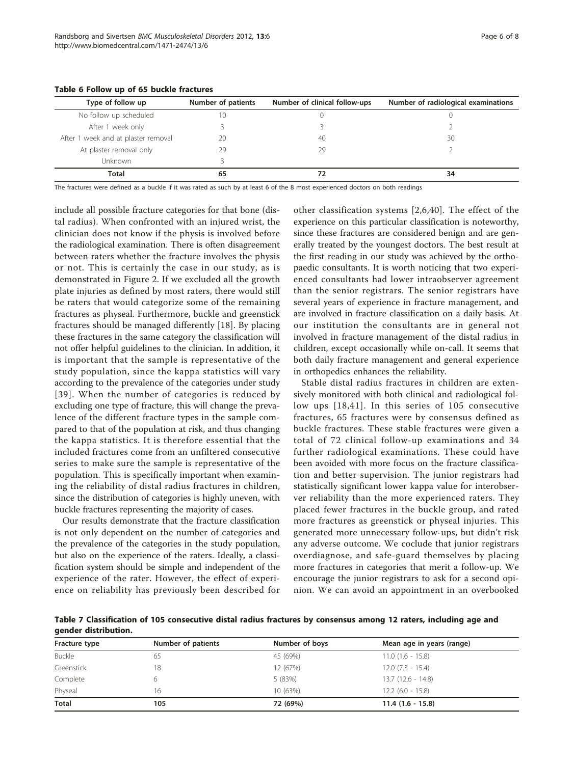**Table 6 Follow up of 65 buckle fractures**

| Type of follow up | Number of patients | Number of clinical follow-ups | Number of radiological examinations |
|---|---|---|---|
| No follow up scheduled | 10 | 0 | 0 |
| After 1 week only | 3 | 3 | 2 |
| After 1 week and at plaster removal | 20 | 40 | 30 |
| At plaster removal only | 29 | 29 | 2 |
| Unknown | 3 | | |
| **Total** | **65** | **72** | **34** |

The fractures were defined as a buckle if it was rated as such by at least 6 of the 8 most experienced doctors on both readings

include all possible fracture categories for that bone (distal radius). When confronted with an injured wrist, the clinician does not know if the physis is involved before the radiological examination. There is often disagreement between raters whether the fracture involves the physis or not. This is certainly the case in our study, as is demonstrated in Figure 2. If we excluded all the growth plate injuries as defined by most raters, there would still be raters that would categorize some of the remaining fractures as physeal. Furthermore, buckle and greenstick fractures should be managed differently [18]. By placing these fractures in the same category the classification will not offer helpful guidelines to the clinician. In addition, it is important that the sample is representative of the study population, since the kappa statistics will vary according to the prevalence of the categories under study [39]. When the number of categories is reduced by excluding one type of fracture, this will change the prevalence of the different fracture types in the sample compared to that of the population at risk, and thus changing the kappa statistics. It is therefore essential that the included fractures come from an unfiltered consecutive series to make sure the sample is representative of the population. This is specifically important when examining the reliability of distal radius fractures in children, since the distribution of categories is highly uneven, with buckle fractures representing the majority of cases.

Our results demonstrate that the fracture classification is not only dependent on the number of categories and the prevalence of the categories in the study population, but also on the experience of the raters. Ideally, a classification system should be simple and independent of the experience of the rater. However, the effect of experience on reliability has previously been described for other classification systems [2,6,40]. The effect of the experience on this particular classification is noteworthy, since these fractures are considered benign and are generally treated by the youngest doctors. The best result at the first reading in our study was achieved by the orthopaedic consultants. It is worth noticing that two experienced consultants had lower intraobserver agreement than the senior registrars. The senior registrars have several years of experience in fracture management, and are involved in fracture classification on a daily basis. At our institution the consultants are in general not involved in fracture management of the distal radius in children, except occasionally while on-call. It seems that both daily fracture management and general experience in orthopedics enhances the reliability.

Stable distal radius fractures in children are extensively monitored with both clinical and radiological follow ups [18,41]. In this series of 105 consecutive fractures, 65 fractures were by consensus defined as buckle fractures. These stable fractures were given a total of 72 clinical follow-up examinations and 34 further radiological examinations. These could have been avoided with more focus on the fracture classification and better supervision. The junior registrars had statistically significant lower kappa value for interobserver reliability than the more experienced raters. They placed fewer fractures in the buckle group, and rated more fractures as greenstick or physeal injuries. This generated more unnecessary follow-ups, but didn't risk any adverse outcome. We coclude that junior registrars overdiagnose, and safe-guard themselves by placing more fractures in categories that merit a follow-up. We encourage the junior registrars to ask for a second opinion. We can avoid an appointment in an overbooked

**Table 7 Classification of 105 consecutive distal radius fractures by consensus among 12 raters, including age and gender distribution.**

| Fracture type | Number of patients | Number of boys | Mean age in years (range) |
|---|---|---|---|
| Buckle | 65 | 45 (69%) | 11.0 (1.6 - 15.8) |
| Greenstick | 18 | 12 (67%) | 12.0 (7.3 - 15.4) |
| Complete | 6 | 5 (83%) | 13.7 (12.6 - 14.8) |
| Physeal | 16 | 10 (63%) | 12.2 (6.0 - 15.8) |
| **Total** | **105** | **72 (69%)** | **11.4 (1.6 - 15.8)** |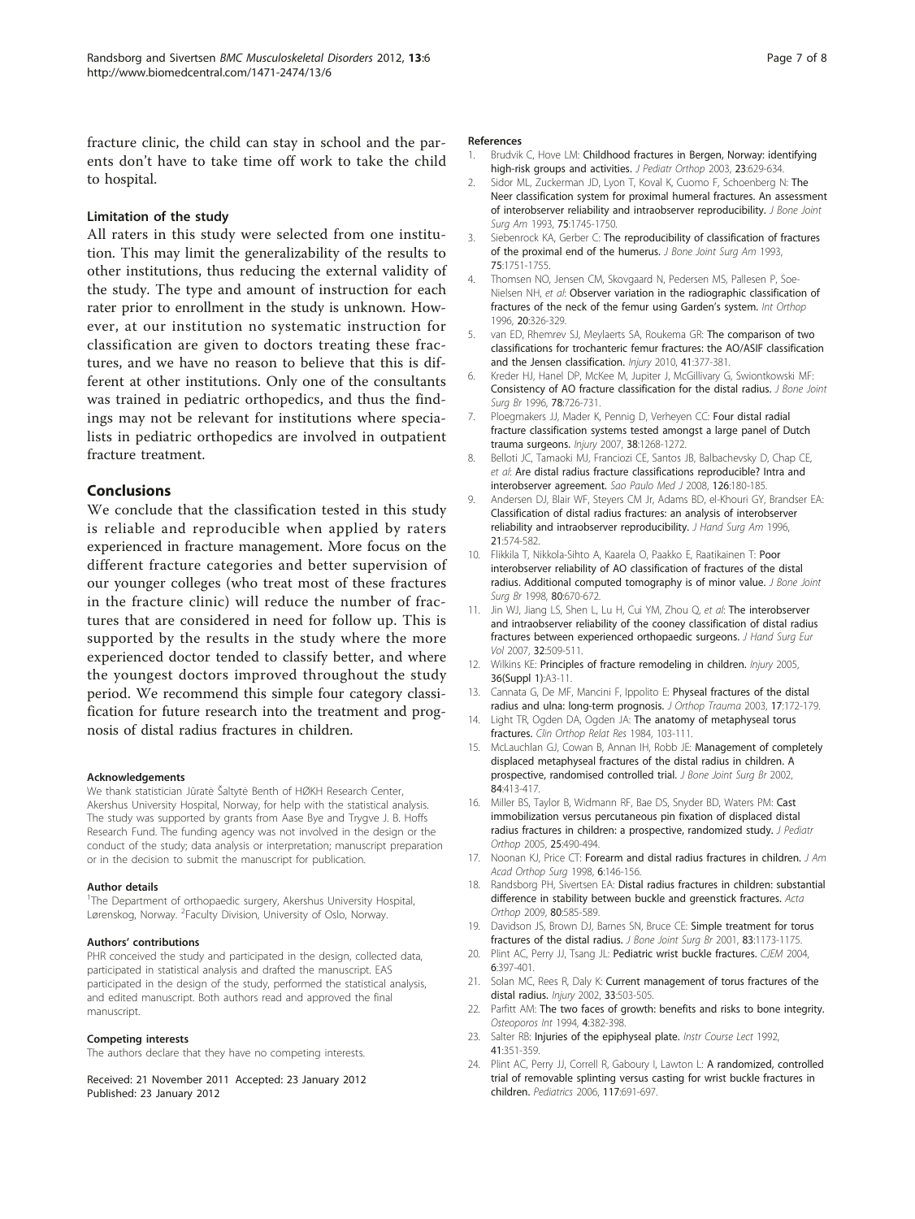fracture clinic, the child can stay in school and the parents don't have to take time off work to take the child to hospital.

#### Limitation of the study

All raters in this study were selected from one institution. This may limit the generalizability of the results to other institutions, thus reducing the external validity of the study. The type and amount of instruction for each rater prior to enrollment in the study is unknown. However, at our institution no systematic instruction for classification are given to doctors treating these fractures, and we have no reason to believe that this is different at other institutions. Only one of the consultants was trained in pediatric orthopedics, and thus the findings may not be relevant for institutions where specialists in pediatric orthopedics are involved in outpatient fracture treatment.

## Conclusions

We conclude that the classification tested in this study is reliable and reproducible when applied by raters experienced in fracture management. More focus on the different fracture categories and better supervision of our younger colleges (who treat most of these fractures in the fracture clinic) will reduce the number of fractures that are considered in need for follow up. This is supported by the results in the study where the more experienced doctor tended to classify better, and where the youngest doctors improved throughout the study period. We recommend this simple four category classification for future research into the treatment and prognosis of distal radius fractures in children.

#### Acknowledgements

We thank statistician Jūratė Šaltytė Benth of HØKH Research Center, Akershus University Hospital, Norway, for help with the statistical analysis. The study was supported by grants from Aase Bye and Trygve J. B. Hoffs Research Fund. The funding agency was not involved in the design or the conduct of the study; data analysis or interpretation; manuscript preparation or in the decision to submit the manuscript for publication.

#### Author details

[1]The Department of orthopaedic surgery, Akershus University Hospital, Lørenskog, Norway. [2]Faculty Division, University of Oslo, Norway.

#### Authors' contributions

PHR conceived the study and participated in the design, collected data, participated in statistical analysis and drafted the manuscript. EAS participated in the design of the study, performed the statistical analysis, and edited manuscript. Both authors read and approved the final manuscript.

#### Competing interests

The authors declare that they have no competing interests.

Received: 21 November 2011 Accepted: 23 January 2012
Published: 23 January 2012

#### References

1. Brudvik C, Hove LM: **Childhood fractures in Bergen, Norway: identifying high-risk groups and activities.** *J Pediatr Orthop* 2003, **23**:629-634.
2. Sidor ML, Zuckerman JD, Lyon T, Koval K, Cuomo F, Schoenberg N: **The Neer classification system for proximal humeral fractures. An assessment of interobserver reliability and intraobserver reproducibility.** *J Bone Joint Surg Am* 1993, **75**:1745-1750.
3. Siebenrock KA, Gerber C: **The reproducibility of classification of fractures of the proximal end of the humerus.** *J Bone Joint Surg Am* 1993, **75**:1751-1755.
4. Thomsen NO, Jensen CM, Skovgaard N, Pedersen MS, Pallesen P, Soe-Nielsen NH, *et al*: **Observer variation in the radiographic classification of fractures of the neck of the femur using Garden's system.** *Int Orthop* 1996, **20**:326-329.
5. van ED, Rhemrev SJ, Meylaerts SA, Roukema GR: **The comparison of two classifications for trochanteric femur fractures: the AO/ASIF classification and the Jensen classification.** *Injury* 2010, **41**:377-381.
6. Kreder HJ, Hanel DP, McKee M, Jupiter J, McGillivary G, Swiontkowski MF: **Consistency of AO fracture classification for the distal radius.** *J Bone Joint Surg Br* 1996, **78**:726-731.
7. Ploegmakers JJ, Mader K, Pennig D, Verheyen CC: **Four distal radial fracture classification systems tested amongst a large panel of Dutch trauma surgeons.** *Injury* 2007, **38**:1268-1272.
8. Belloti JC, Tamaoki MJ, Franciozi CE, Santos JB, Balbachevsky D, Chap CE, *et al*: **Are distal radius fracture classifications reproducible? Intra and interobserver agreement.** *Sao Paulo Med J* 2008, **126**:180-185.
9. Andersen DJ, Blair WF, Steyers CM Jr, Adams BD, el-Khouri GY, Brandser EA: **Classification of distal radius fractures: an analysis of interobserver reliability and intraobserver reproducibility.** *J Hand Surg Am* 1996, **21**:574-582.
10. Flikkila T, Nikkola-Sihto A, Kaarela O, Paakko E, Raatikainen T: **Poor interobserver reliability of AO classification of fractures of the distal radius. Additional computed tomography is of minor value.** *J Bone Joint Surg Br* 1998, **80**:670-672.
11. Jin WJ, Jiang LS, Shen L, Lu H, Cui YM, Zhou Q, *et al*: **The interobserver and intraobserver reliability of the cooney classification of distal radius fractures between experienced orthopaedic surgeons.** *J Hand Surg Eur Vol* 2007, **32**:509-511.
12. Wilkins KE: **Principles of fracture remodeling in children.** *Injury* 2005, **36(Suppl 1)**:A3-11.
13. Cannata G, De MF, Mancini F, Ippolito E: **Physeal fractures of the distal radius and ulna: long-term prognosis.** *J Orthop Trauma* 2003, **17**:172-179.
14. Light TR, Ogden DA, Ogden JA: **The anatomy of metaphyseal torus fractures.** *Clin Orthop Relat Res* 1984, 103-111.
15. McLauchlan GJ, Cowan B, Annan IH, Robb JE: **Management of completely displaced metaphyseal fractures of the distal radius in children. A prospective, randomised controlled trial.** *J Bone Joint Surg Br* 2002, **84**:413-417.
16. Miller BS, Taylor B, Widmann RF, Bae DS, Snyder BD, Waters PM: **Cast immobilization versus percutaneous pin fixation of displaced distal radius fractures in children: a prospective, randomized study.** *J Pediatr Orthop* 2005, **25**:490-494.
17. Noonan KJ, Price CT: **Forearm and distal radius fractures in children.** *J Am Acad Orthop Surg* 1998, **6**:146-156.
18. Randsborg PH, Sivertsen EA: **Distal radius fractures in children: substantial difference in stability between buckle and greenstick fractures.** *Acta Orthop* 2009, **80**:585-589.
19. Davidson JS, Brown DJ, Barnes SN, Bruce CE: **Simple treatment for torus fractures of the distal radius.** *J Bone Joint Surg Br* 2001, **83**:1173-1175.
20. Plint AC, Perry JJ, Tsang JL: **Pediatric wrist buckle fractures.** *CJEM* 2004, **6**:397-401.
21. Solan MC, Rees R, Daly K: **Current management of torus fractures of the distal radius.** *Injury* 2002, **33**:503-505.
22. Parfitt AM: **The two faces of growth: benefits and risks to bone integrity.** *Osteoporos Int* 1994, **4**:382-398.
23. Salter RB: **Injuries of the epiphyseal plate.** *Instr Course Lect* 1992, **41**:351-359.
24. Plint AC, Perry JJ, Correll R, Gaboury I, Lawton L: **A randomized, controlled trial of removable splinting versus casting for wrist buckle fractures in children.** *Pediatrics* 2006, **117**:691-697.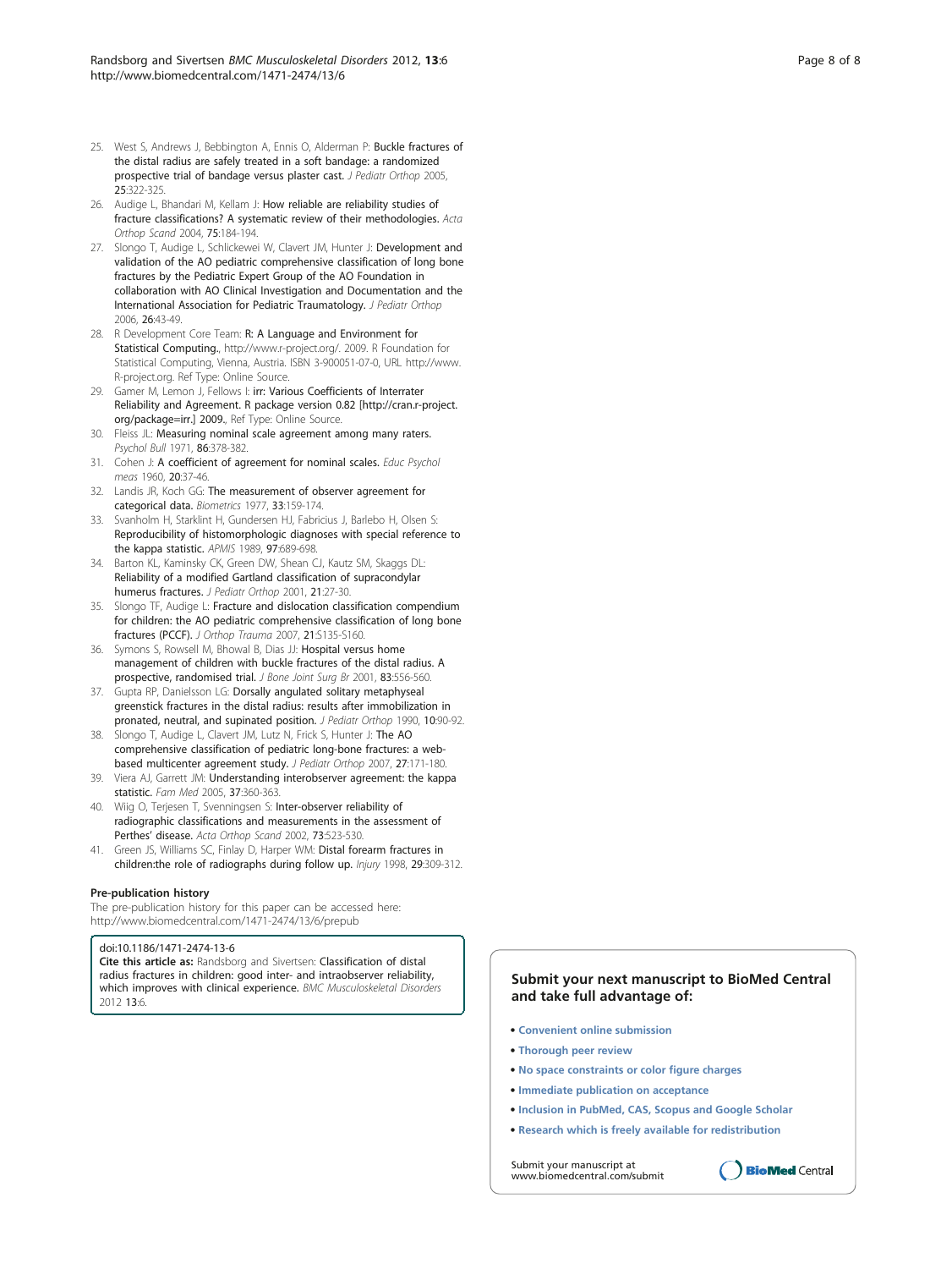25. West S, Andrews J, Bebbington A, Ennis O, Alderman P: **Buckle fractures of the distal radius are safely treated in a soft bandage: a randomized prospective trial of bandage versus plaster cast.** *J Pediatr Orthop* 2005, **25**:322-325.
26. Audige L, Bhandari M, Kellam J: **How reliable are reliability studies of fracture classifications? A systematic review of their methodologies.** *Acta Orthop Scand* 2004, **75**:184-194.
27. Slongo T, Audige L, Schlickewei W, Clavert JM, Hunter J: **Development and validation of the AO pediatric comprehensive classification of long bone fractures by the Pediatric Expert Group of the AO Foundation in collaboration with AO Clinical Investigation and Documentation and the International Association for Pediatric Traumatology.** *J Pediatr Orthop* 2006, **26**:43-49.
28. R Development Core Team: **R: A Language and Environment for Statistical Computing.**, http://www.r-project.org/. 2009. R Foundation for Statistical Computing, Vienna, Austria. ISBN 3-900051-07-0, URL http://www.R-project.org. Ref Type: Online Source.
29. Gamer M, Lemon J, Fellows I: **irr: Various Coefficients of Interrater Reliability and Agreement.** R package version 0.82 [http://cran.r-project.org/package=irr.] 2009., Ref Type: Online Source.
30. Fleiss JL: **Measuring nominal scale agreement among many raters.** *Psychol Bull* 1971, **86**:378-382.
31. Cohen J: **A coefficient of agreement for nominal scales.** *Educ Psychol meas* 1960, **20**:37-46.
32. Landis JR, Koch GG: **The measurement of observer agreement for categorical data.** *Biometrics* 1977, **33**:159-174.
33. Svanholm H, Starklint H, Gundersen HJ, Fabricius J, Barlebo H, Olsen S: **Reproducibility of histomorphologic diagnoses with special reference to the kappa statistic.** *APMIS* 1989, **97**:689-698.
34. Barton KL, Kaminsky CK, Green DW, Shean CJ, Kautz SM, Skaggs DL: **Reliability of a modified Gartland classification of supracondylar humerus fractures.** *J Pediatr Orthop* 2001, **21**:27-30.
35. Slongo TF, Audige L: **Fracture and dislocation classification compendium for children: the AO pediatric comprehensive classification of long bone fractures (PCCF).** *J Orthop Trauma* 2007, **21**:S135-S160.
36. Symons S, Rowsell M, Bhowal B, Dias JJ: **Hospital versus home management of children with buckle fractures of the distal radius. A prospective, randomised trial.** *J Bone Joint Surg Br* 2001, **83**:556-560.
37. Gupta RP, Danielsson LG: **Dorsally angulated solitary metaphyseal greenstick fractures in the distal radius: results after immobilization in pronated, neutral, and supinated position.** *J Pediatr Orthop* 1990, **10**:90-92.
38. Slongo T, Audige L, Clavert JM, Lutz N, Frick S, Hunter J: **The AO comprehensive classification of pediatric long-bone fractures: a web-based multicenter agreement study.** *J Pediatr Orthop* 2007, **27**:171-180.
39. Viera AJ, Garrett JM: **Understanding interobserver agreement: the kappa statistic.** *Fam Med* 2005, **37**:360-363.
40. Wiig O, Terjesen T, Svenningsen S: **Inter-observer reliability of radiographic classifications and measurements in the assessment of Perthes' disease.** *Acta Orthop Scand* 2002, **73**:523-530.
41. Green JS, Williams SC, Finlay D, Harper WM: **Distal forearm fractures in children:the role of radiographs during follow up.** *Injury* 1998, **29**:309-312.

#### Pre-publication history

The pre-publication history for this paper can be accessed here:
http://www.biomedcentral.com/1471-2474/13/6/prepub

doi:10.1186/1471-2474-13-6
**Cite this article as:** Randsborg and Sivertsen: Classification of distal radius fractures in children: good inter- and intraobserver reliability, which improves with clinical experience. *BMC Musculoskeletal Disorders* 2012 **13**:6.

**Submit your next manuscript to BioMed Central and take full advantage of:**

- Convenient online submission
- Thorough peer review
- No space constraints or color figure charges
- Immediate publication on acceptance
- Inclusion in PubMed, CAS, Scopus and Google Scholar
- Research which is freely available for redistribution

Submit your manuscript at
www.biomedcentral.com/submit

BioMed Central